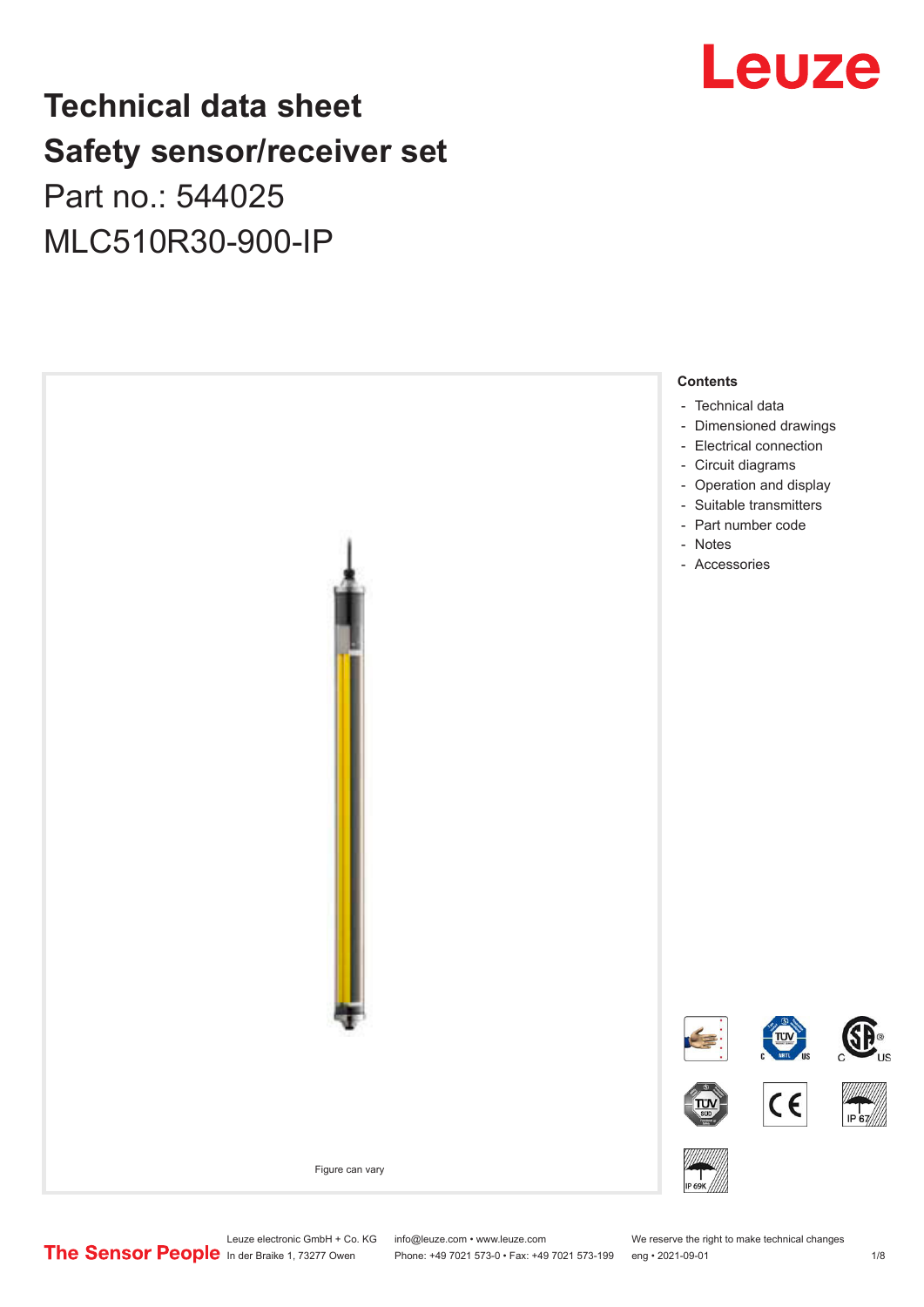# Technical data sheet
# Safety sensor/receiver set
## Part no.: 544025
## MLC510R30-900-IP

Figure can vary

**Contents**

- Technical data
- Dimensioned drawings
- Electrical connection
- Circuit diagrams
- Operation and display
- Suitable transmitters
- Part number code
- Notes
- Accessories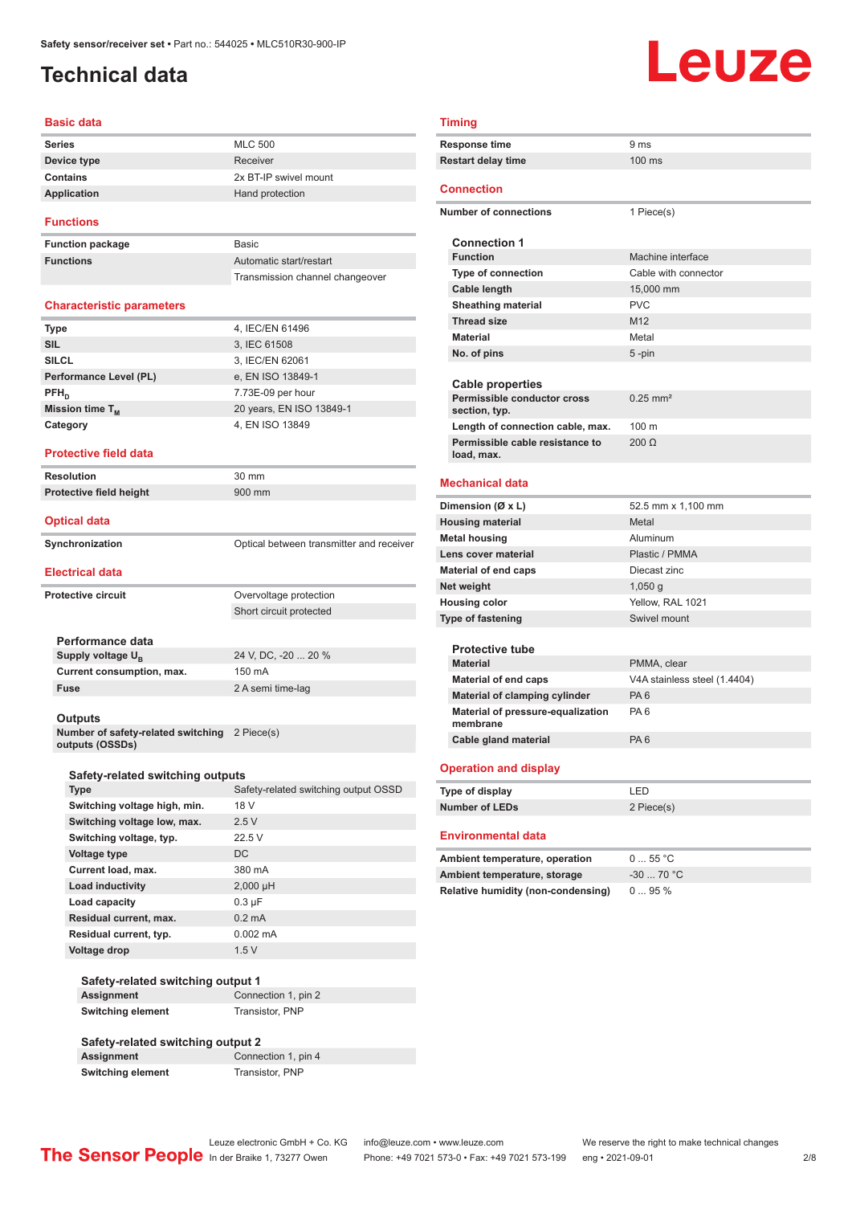# Technical data

## Basic data

| | |
|---|---|
| Series | MLC 500 |
| Device type | Receiver |
| Contains | 2x BT-IP swivel mount |
| Application | Hand protection |

## Functions

| | |
|---|---|
| Function package | Basic |
| Functions | Automatic start/restart |
| | Transmission channel changeover |

## Characteristic parameters

| | |
|---|---|
| Type | 4, IEC/EN 61496 |
| SIL | 3, IEC 61508 |
| SILCL | 3, IEC/EN 62061 |
| Performance Level (PL) | e, EN ISO 13849-1 |
| $PFH_D$ | 7.73E-09 per hour |
| Mission time $T_M$ | 20 years, EN ISO 13849-1 |
| Category | 4, EN ISO 13849 |

## Protective field data

| | |
|---|---|
| Resolution | 30 mm |
| Protective field height | 900 mm |

## Optical data

| | |
|---|---|
| Synchronization | Optical between transmitter and receiver |

## Electrical data

| | |
|---|---|
| Protective circuit | Overvoltage protection |
| | Short circuit protected |

### Performance data

| | |
|---|---|
| Supply voltage $U_B$ | 24 V, DC, -20 ... 20 % |
| Current consumption, max. | 150 mA |
| Fuse | 2 A semi time-lag |

### Outputs

| | |
|---|---|
| Number of safety-related switching outputs (OSSDs) | 2 Piece(s) |

#### Safety-related switching outputs

| | |
|---|---|
| Type | Safety-related switching output OSSD |
| Switching voltage high, min. | 18 V |
| Switching voltage low, max. | 2.5 V |
| Switching voltage, typ. | 22.5 V |
| Voltage type | DC |
| Current load, max. | 380 mA |
| Load inductivity | 2,000 µH |
| Load capacity | 0.3 µF |
| Residual current, max. | 0.2 mA |
| Residual current, typ. | 0.002 mA |
| Voltage drop | 1.5 V |

#### Safety-related switching output 1

| | |
|---|---|
| Assignment | Connection 1, pin 2 |
| Switching element | Transistor, PNP |

#### Safety-related switching output 2

| | |
|---|---|
| Assignment | Connection 1, pin 4 |
| Switching element | Transistor, PNP |

## Timing

| | |
|---|---|
| Response time | 9 ms |
| Restart delay time | 100 ms |

## Connection

| | |
|---|---|
| Number of connections | 1 Piece(s) |

### Connection 1

| | |
|---|---|
| Function | Machine interface |
| Type of connection | Cable with connector |
| Cable length | 15,000 mm |
| Sheathing material | PVC |
| Thread size | M12 |
| Material | Metal |
| No. of pins | 5 -pin |

### Cable properties

| | |
|---|---|
| Permissible conductor cross section, typ. | 0.25 mm² |
| Length of connection cable, max. | 100 m |
| Permissible cable resistance to load, max. | 200 Ω |

## Mechanical data

| | |
|---|---|
| Dimension (Ø x L) | 52.5 mm x 1,100 mm |
| Housing material | Metal |
| Metal housing | Aluminum |
| Lens cover material | Plastic / PMMA |
| Material of end caps | Diecast zinc |
| Net weight | 1,050 g |
| Housing color | Yellow, RAL 1021 |
| Type of fastening | Swivel mount |

### Protective tube

| | |
|---|---|
| Material | PMMA, clear |
| Material of end caps | V4A stainless steel (1.4404) |
| Material of clamping cylinder | PA 6 |
| Material of pressure-equalization membrane | PA 6 |
| Cable gland material | PA 6 |

## Operation and display

| | |
|---|---|
| Type of display | LED |
| Number of LEDs | 2 Piece(s) |

## Environmental data

| | |
|---|---|
| Ambient temperature, operation | 0 ... 55 °C |
| Ambient temperature, storage | -30 ... 70 °C |
| Relative humidity (non-condensing) | 0 ... 95 % |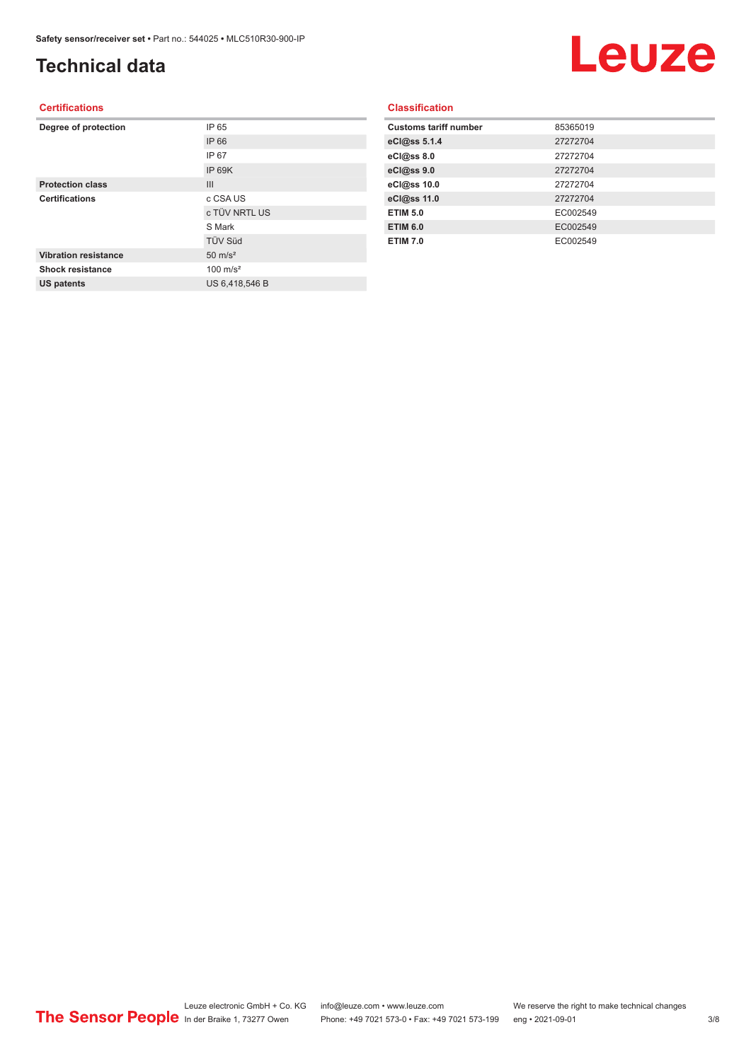# Technical data

## Certifications

| | |
|---|---|
| **Degree of protection** | IP 65 |
| | IP 66 |
| | IP 67 |
| | IP 69K |
| **Protection class** | III |
| **Certifications** | c CSA US |
| | c TÜV NRTL US |
| | S Mark |
| | TÜV Süd |
| **Vibration resistance** | 50 m/s² |
| **Shock resistance** | 100 m/s² |
| **US patents** | US 6,418,546 B |

## Classification

| | |
|---|---|
| **Customs tariff number** | 85365019 |
| **eCl@ss 5.1.4** | 27272704 |
| **eCl@ss 8.0** | 27272704 |
| **eCl@ss 9.0** | 27272704 |
| **eCl@ss 10.0** | 27272704 |
| **eCl@ss 11.0** | 27272704 |
| **ETIM 5.0** | EC002549 |
| **ETIM 6.0** | EC002549 |
| **ETIM 7.0** | EC002549 |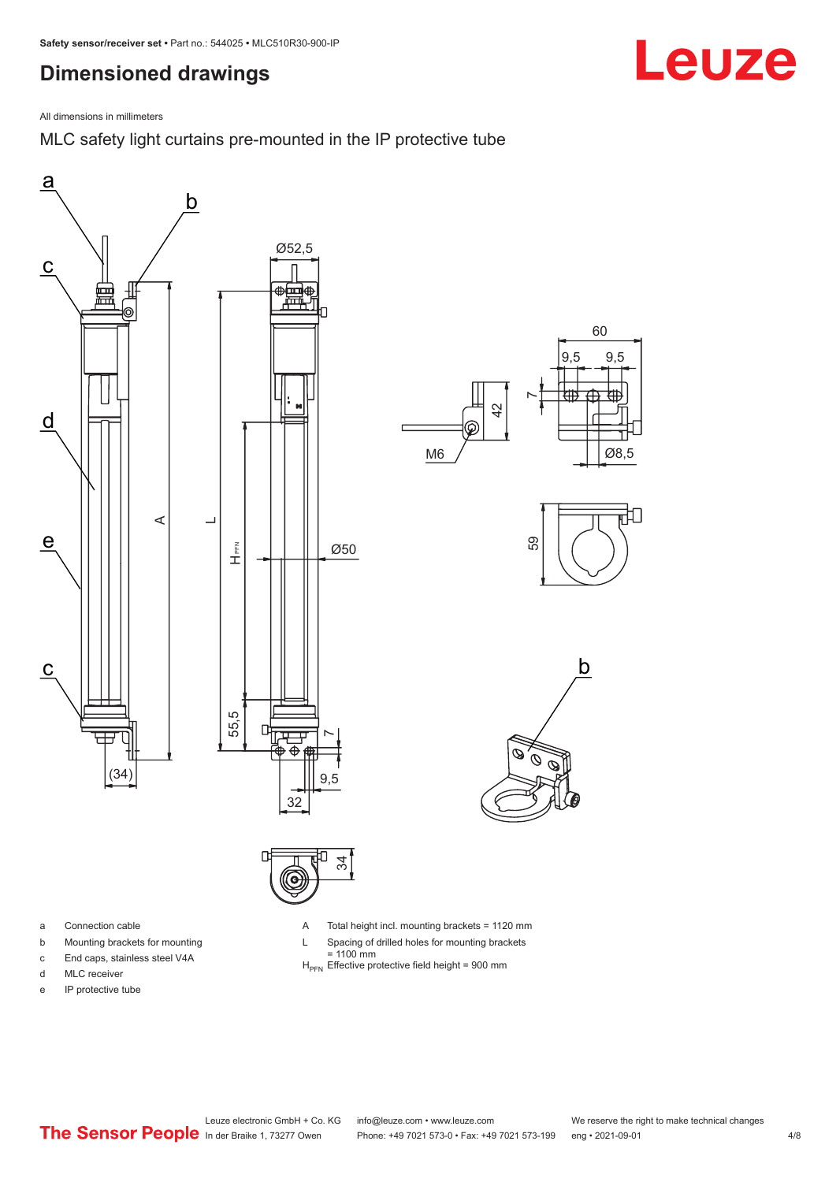## Dimensioned drawings

All dimensions in millimeters

MLC safety light curtains pre-mounted in the IP protective tube

- a Connection cable
- b Mounting brackets for mounting
- c End caps, stainless steel V4A
- d MLC receiver
- e IP protective tube

- A Total height incl. mounting brackets = 1120 mm
- L Spacing of drilled holes for mounting brackets = 1100 mm
- $H_{PFN}$ Effective protective field height = 900 mm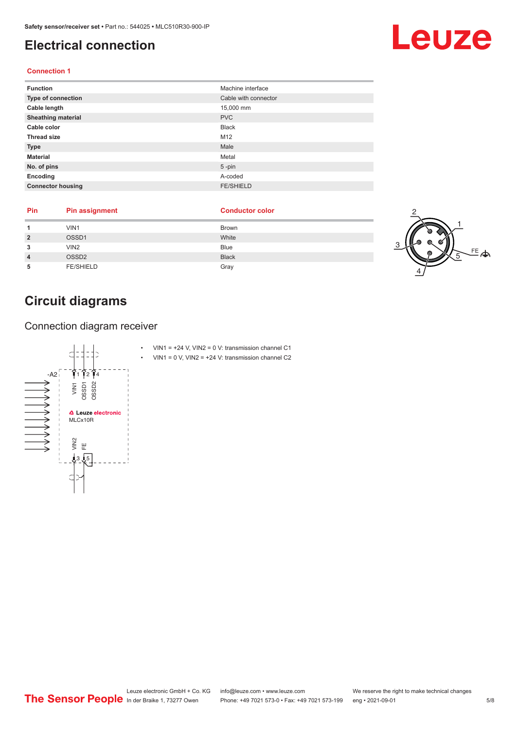# Electrical connection

### Connection 1

| Function | Machine interface |
|---|---|
| Type of connection | Cable with connector |
| Cable length | 15,000 mm |
| Sheathing material | PVC |
| Cable color | Black |
| Thread size | M12 |
| Type | Male |
| Material | Metal |
| No. of pins | 5 -pin |
| Encoding | A-coded |
| Connector housing | FE/SHIELD |

| Pin | Pin assignment | Conductor color |
|---|---|---|
| 1 | VIN1 | Brown |
| 2 | OSSD1 | White |
| 3 | VIN2 | Blue |
| 4 | OSSD2 | Black |
| 5 | FE/SHIELD | Gray |

# Circuit diagrams

## Connection diagram receiver

- VIN1 = +24 V, VIN2 = 0 V: transmission channel C1
- VIN1 = 0 V, VIN2 = +24 V: transmission channel C2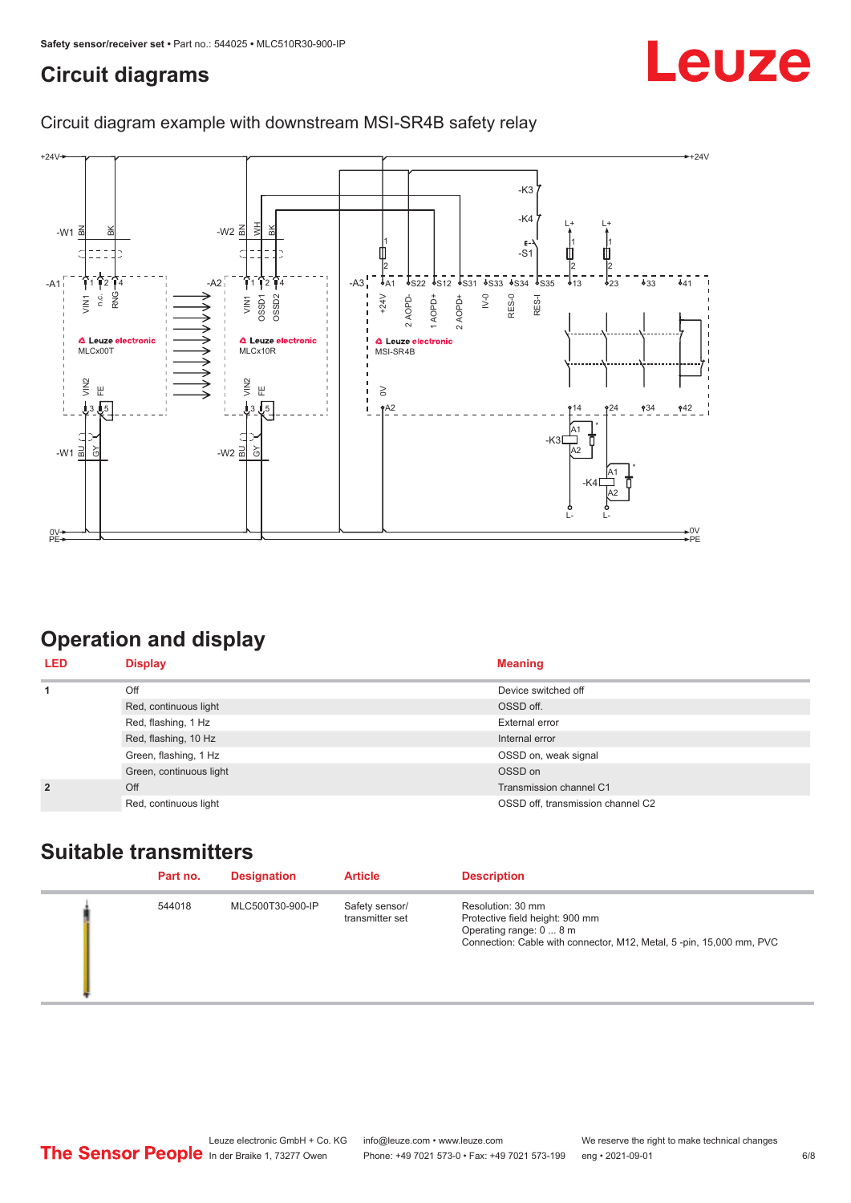## Circuit diagrams

Circuit diagram example with downstream MSI-SR4B safety relay

## Operation and display

| LED | Display | Meaning |
|---|---|---|
| 1 | Off | Device switched off |
| | Red, continuous light | OSSD off. |
| | Red, flashing, 1 Hz | External error |
| | Red, flashing, 10 Hz | Internal error |
| | Green, flashing, 1 Hz | OSSD on, weak signal |
| | Green, continuous light | OSSD on |
| 2 | Off | Transmission channel C1 |
| | Red, continuous light | OSSD off, transmission channel C2 |

## Suitable transmitters

| | Part no. | Designation | Article | Description |
|---|---|---|---|---|
| | 544018 | MLC500T30-900-IP | Safety sensor/ transmitter set | Resolution: 30 mm<br>Protective field height: 900 mm<br>Operating range: 0 ... 8 m<br>Connection: Cable with connector, M12, Metal, 5 -pin, 15,000 mm, PVC |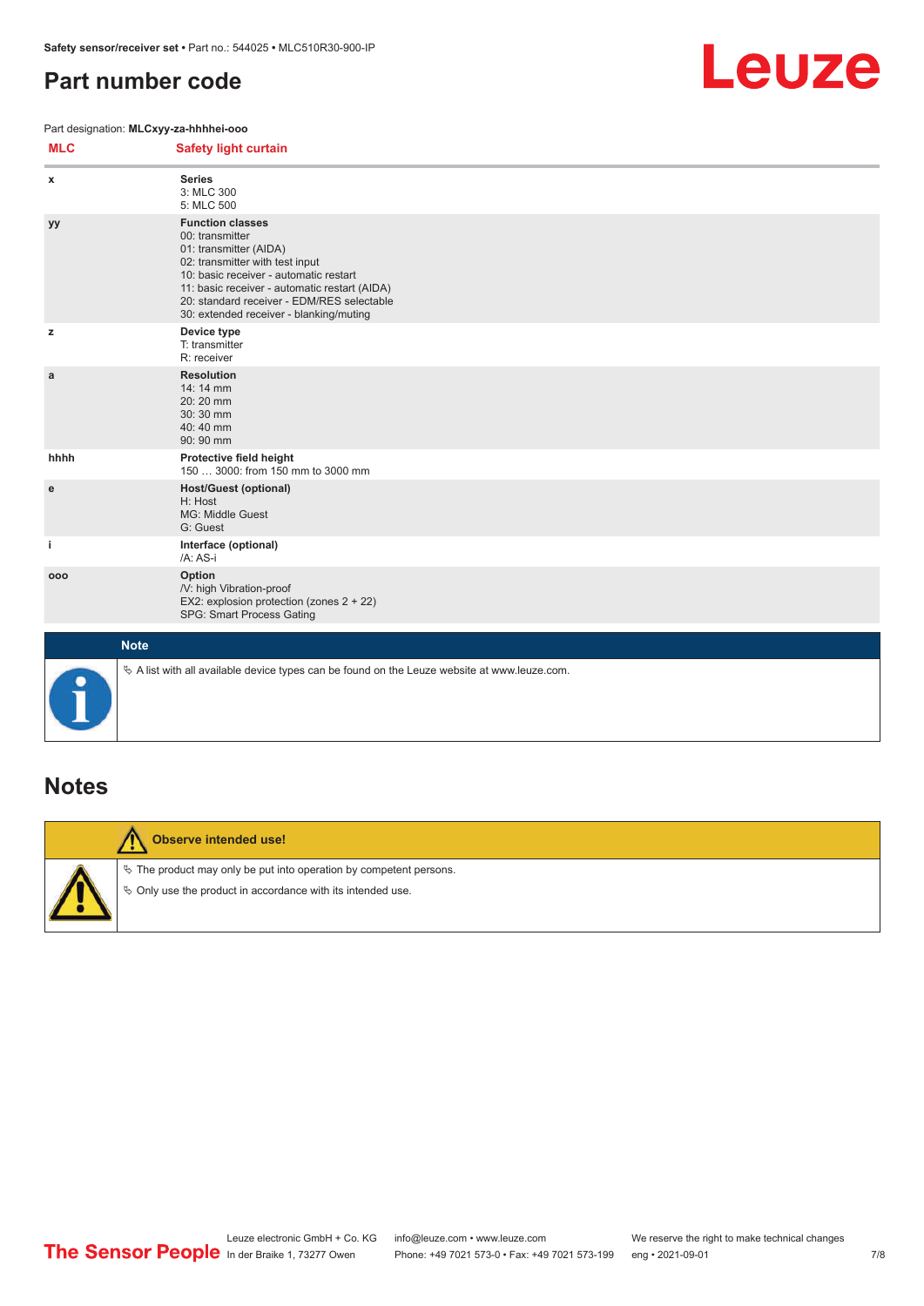# Part number code

Part designation: **MLCxyy-za-hhhhei-ooo**

| MLC | Safety light curtain |
|---|---|
| x | **Series**<br>3: MLC 300<br>5: MLC 500 |
| yy | **Function classes**<br>00: transmitter<br>01: transmitter (AIDA)<br>02: transmitter with test input<br>10: basic receiver - automatic restart<br>11: basic receiver - automatic restart (AIDA)<br>20: standard receiver - EDM/RES selectable<br>30: extended receiver - blanking/muting |
| z | **Device type**<br>T: transmitter<br>R: receiver |
| a | **Resolution**<br>14: 14 mm<br>20: 20 mm<br>30: 30 mm<br>40: 40 mm<br>90: 90 mm |
| hhhh | **Protective field height**<br>150 … 3000: from 150 mm to 3000 mm |
| e | **Host/Guest (optional)**<br>H: Host<br>MG: Middle Guest<br>G: Guest |
| i | **Interface (optional)**<br>/A: AS-i |
| ooo | **Option**<br>/V: high Vibration-proof<br>EX2: explosion protection (zones 2 + 22)<br>SPG: Smart Process Gating |

**Note**

↳ A list with all available device types can be found on the Leuze website at www.leuze.com.

# Notes

**Observe intended use!**

↳ The product may only be put into operation by competent persons.

↳ Only use the product in accordance with its intended use.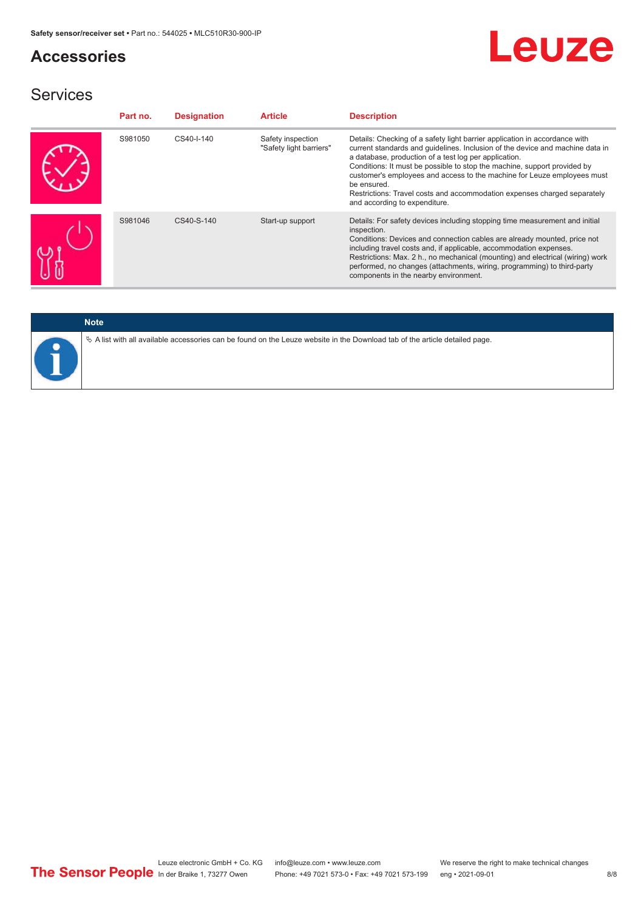## Accessories

### Services

| | Part no. | Designation | Article | Description |
|---|---|---|---|---|
| | S981050 | CS40-I-140 | Safety inspection "Safety light barriers" | Details: Checking of a safety light barrier application in accordance with current standards and guidelines. Inclusion of the device and machine data in a database, production of a test log per application.<br>Conditions: It must be possible to stop the machine, support provided by customer's employees and access to the machine for Leuze employees must be ensured.<br>Restrictions: Travel costs and accommodation expenses charged separately and according to expenditure. |
| | S981046 | CS40-S-140 | Start-up support | Details: For safety devices including stopping time measurement and initial inspection.<br>Conditions: Devices and connection cables are already mounted, price not including travel costs and, if applicable, accommodation expenses.<br>Restrictions: Max. 2 h., no mechanical (mounting) and electrical (wiring) work performed, no changes (attachments, wiring, programming) to third-party components in the nearby environment. |

**Note**

↳ A list with all available accessories can be found on the Leuze website in the Download tab of the article detailed page.